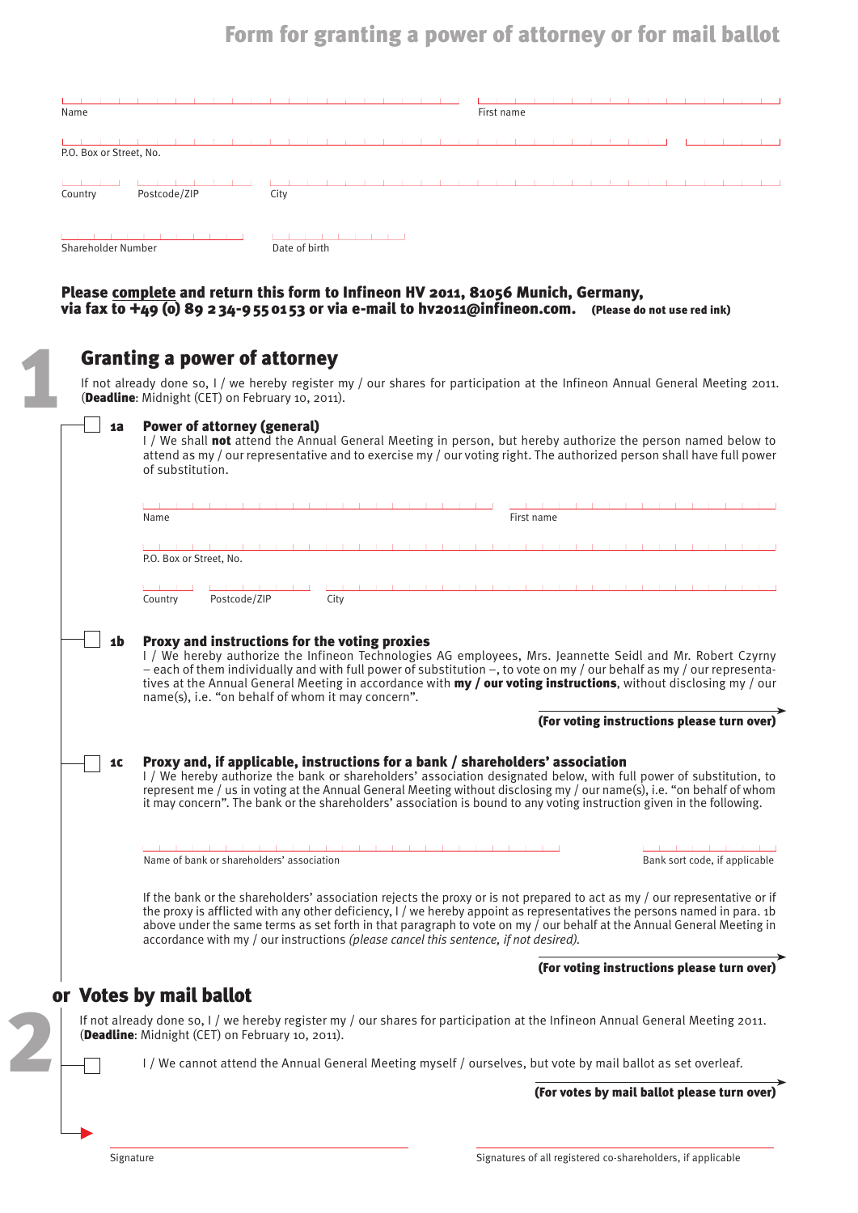# Form for granting a power of attorney or for mail ballot

Name

First name

P.O. Box or Street, No.

Country

Postcode/ZIP

City

Shareholder Number

Date of birth

**Please complete and return this form to Infineon HV 2011, 81056 Munich, Germany, via fax to +49 (0) 89 234-955 0153 or via e-mail to hv2011@infineon.com.** **(Please do not use red ink)**

## 1 Granting a power of attorney

If not already done so, I / we hereby register my / our shares for participation at the Infineon Annual General Meeting 2011. (**Deadline**: Midnight (CET) on February 10, 2011).

☐ **1a** **Power of attorney (general)**

I / We shall **not** attend the Annual General Meeting in person, but hereby authorize the person named below to attend as my / our representative and to exercise my / our voting right. The authorized person shall have full power of substitution.

Name

First name

P.O. Box or Street, No.

Country

Postcode/ZIP

City

☐ **1b** **Proxy and instructions for the voting proxies**

I / We hereby authorize the Infineon Technologies AG employees, Mrs. Jeannette Seidl and Mr. Robert Czyrny – each of them individually and with full power of substitution –, to vote on my / our behalf as my / our representatives at the Annual General Meeting in accordance with **my / our voting instructions**, without disclosing my / our name(s), i.e. "on behalf of whom it may concern".

**(For voting instructions please turn over)**

☐ **1c** **Proxy and, if applicable, instructions for a bank / shareholders' association**

I / We hereby authorize the bank or shareholders' association designated below, with full power of substitution, to represent me / us in voting at the Annual General Meeting without disclosing my / our name(s), i.e. "on behalf of whom it may concern". The bank or the shareholders' association is bound to any voting instruction given in the following.

Name of bank or shareholders' association

Bank sort code, if applicable

If the bank or the shareholders' association rejects the proxy or is not prepared to act as my / our representative or if the proxy is afflicted with any other deficiency, I / we hereby appoint as representatives the persons named in para. 1b above under the same terms as set forth in that paragraph to vote on my / our behalf at the Annual General Meeting in accordance with my / our instructions *(please cancel this sentence, if not desired).*

**(For voting instructions please turn over)**

## or 2 Votes by mail ballot

If not already done so, I / we hereby register my / our shares for participation at the Infineon Annual General Meeting 2011. (**Deadline**: Midnight (CET) on February 10, 2011).

☐ I / We cannot attend the Annual General Meeting myself / ourselves, but vote by mail ballot as set overleaf.

**(For votes by mail ballot please turn over)**

Signature

Signatures of all registered co-shareholders, if applicable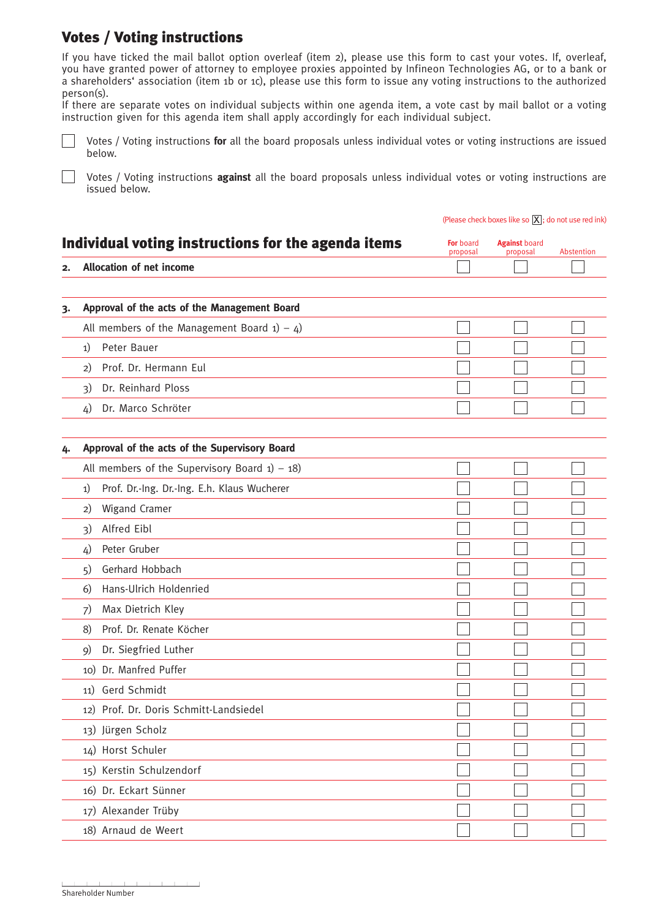## Votes / Voting instructions

If you have ticked the mail ballot option overleaf (item 2), please use this form to cast your votes. If, overleaf, you have granted power of attorney to employee proxies appointed by Infineon Technologies AG, or to a bank or a shareholders' association (item 1b or 1c), please use this form to issue any voting instructions to the authorized person(s).
If there are separate votes on individual subjects within one agenda item, a vote cast by mail ballot or a voting instruction given for this agenda item shall apply accordingly for each individual subject.

☐ Votes / Voting instructions **for** all the board proposals unless individual votes or voting instructions are issued below.

☐ Votes / Voting instructions **against** all the board proposals unless individual votes or voting instructions are issued below.

(Please check boxes like so ☒; do not use red ink)

## Individual voting instructions for the agenda items

| | **For** board proposal | **Against** board proposal | Abstention |
|---|---|---|---|
| **2. Allocation of net income** | ☐ | ☐ | ☐ |
| **3. Approval of the acts of the Management Board** | | | |
| All members of the Management Board 1) – 4) | ☐ | ☐ | ☐ |
| 1) Peter Bauer | ☐ | ☐ | ☐ |
| 2) Prof. Dr. Hermann Eul | ☐ | ☐ | ☐ |
| 3) Dr. Reinhard Ploss | ☐ | ☐ | ☐ |
| 4) Dr. Marco Schröter | ☐ | ☐ | ☐ |
| **4. Approval of the acts of the Supervisory Board** | | | |
| All members of the Supervisory Board 1) – 18) | ☐ | ☐ | ☐ |
| 1) Prof. Dr.-Ing. Dr.-Ing. E.h. Klaus Wucherer | ☐ | ☐ | ☐ |
| 2) Wigand Cramer | ☐ | ☐ | ☐ |
| 3) Alfred Eibl | ☐ | ☐ | ☐ |
| 4) Peter Gruber | ☐ | ☐ | ☐ |
| 5) Gerhard Hobbach | ☐ | ☐ | ☐ |
| 6) Hans-Ulrich Holdenried | ☐ | ☐ | ☐ |
| 7) Max Dietrich Kley | ☐ | ☐ | ☐ |
| 8) Prof. Dr. Renate Köcher | ☐ | ☐ | ☐ |
| 9) Dr. Siegfried Luther | ☐ | ☐ | ☐ |
| 10) Dr. Manfred Puffer | ☐ | ☐ | ☐ |
| 11) Gerd Schmidt | ☐ | ☐ | ☐ |
| 12) Prof. Dr. Doris Schmitt-Landsiedel | ☐ | ☐ | ☐ |
| 13) Jürgen Scholz | ☐ | ☐ | ☐ |
| 14) Horst Schuler | ☐ | ☐ | ☐ |
| 15) Kerstin Schulzendorf | ☐ | ☐ | ☐ |
| 16) Dr. Eckart Sünner | ☐ | ☐ | ☐ |
| 17) Alexander Trüby | ☐ | ☐ | ☐ |
| 18) Arnaud de Weert | ☐ | ☐ | ☐ |

Shareholder Number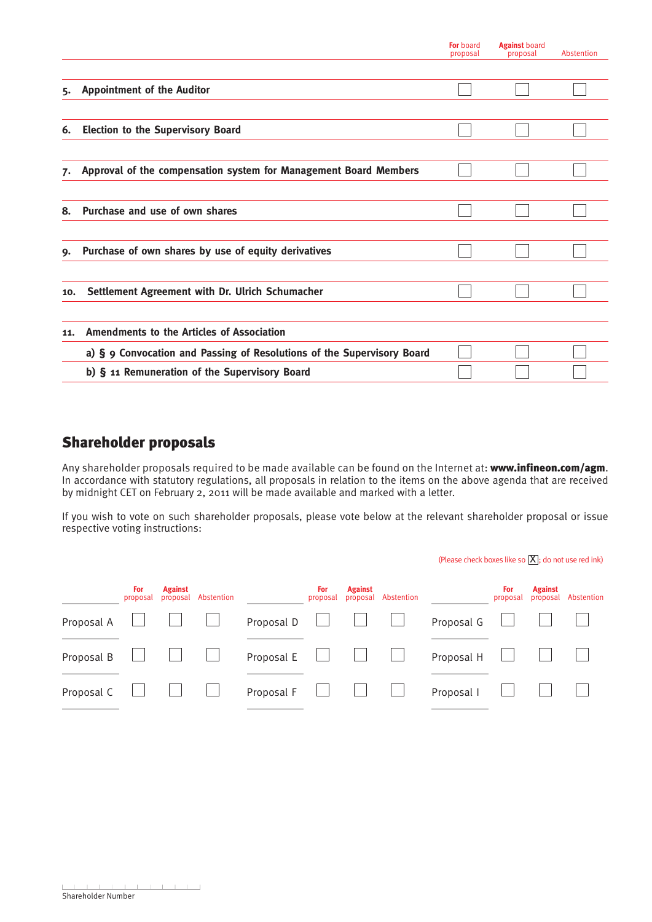| | For board proposal | Against board proposal | Abstention |
|---|---|---|---|
| 5. Appointment of the Auditor | ☐ | ☐ | ☐ |
| 6. Election to the Supervisory Board | ☐ | ☐ | ☐ |
| 7. Approval of the compensation system for Management Board Members | ☐ | ☐ | ☐ |
| 8. Purchase and use of own shares | ☐ | ☐ | ☐ |
| 9. Purchase of own shares by use of equity derivatives | ☐ | ☐ | ☐ |
| 10. Settlement Agreement with Dr. Ulrich Schumacher | ☐ | ☐ | ☐ |
| 11. Amendments to the Articles of Association | | | |
| a) § 9 Convocation and Passing of Resolutions of the Supervisory Board | ☐ | ☐ | ☐ |
| b) § 11 Remuneration of the Supervisory Board | ☐ | ☐ | ☐ |

## Shareholder proposals

Any shareholder proposals required to be made available can be found on the Internet at: **www.infineon.com/agm**. In accordance with statutory regulations, all proposals in relation to the items on the above agenda that are received by midnight CET on February 2, 2011 will be made available and marked with a letter.

If you wish to vote on such shareholder proposals, please vote below at the relevant shareholder proposal or issue respective voting instructions:

(Please check boxes like so ☒; do not use red ink)

| | For proposal | Against proposal | Abstention | | For proposal | Against proposal | Abstention | | For proposal | Against proposal | Abstention |
|---|---|---|---|---|---|---|---|---|---|---|---|
| Proposal A | ☐ | ☐ | ☐ | Proposal D | ☐ | ☐ | ☐ | Proposal G | ☐ | ☐ | ☐ |
| Proposal B | ☐ | ☐ | ☐ | Proposal E | ☐ | ☐ | ☐ | Proposal H | ☐ | ☐ | ☐ |
| Proposal C | ☐ | ☐ | ☐ | Proposal F | ☐ | ☐ | ☐ | Proposal I | ☐ | ☐ | ☐ |

Shareholder Number